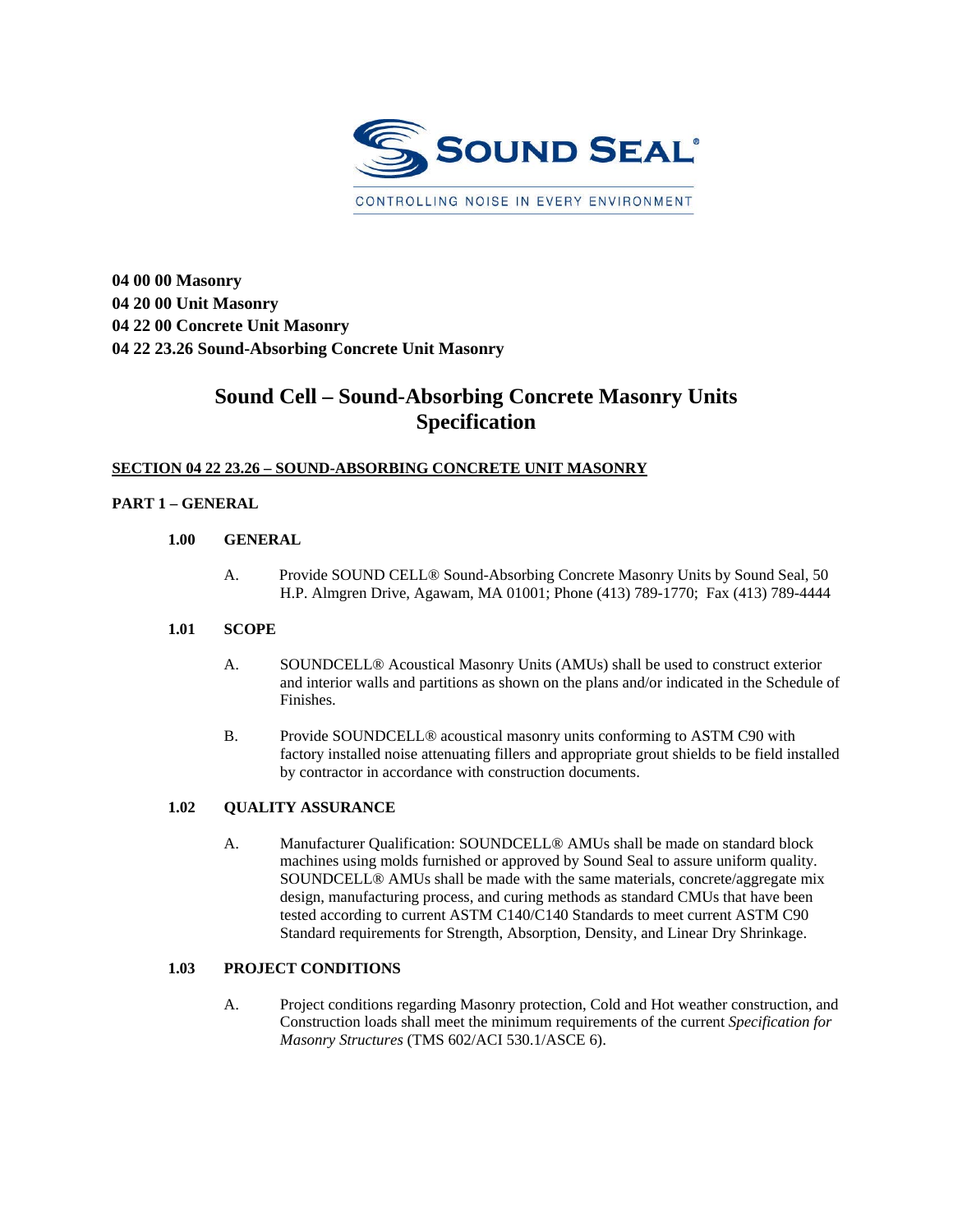**04 00 00 Masonry**
**04 20 00 Unit Masonry**
**04 22 00 Concrete Unit Masonry**
**04 22 23.26 Sound-Absorbing Concrete Unit Masonry**

# Sound Cell – Sound-Absorbing Concrete Masonry Units Specification

## SECTION 04 22 23.26 – SOUND-ABSORBING CONCRETE UNIT MASONRY

## PART 1 – GENERAL

### 1.00 GENERAL

A. Provide SOUND CELL® Sound-Absorbing Concrete Masonry Units by Sound Seal, 50 H.P. Almgren Drive, Agawam, MA 01001; Phone (413) 789-1770; Fax (413) 789-4444

### 1.01 SCOPE

A. SOUNDCELL® Acoustical Masonry Units (AMUs) shall be used to construct exterior and interior walls and partitions as shown on the plans and/or indicated in the Schedule of Finishes.

B. Provide SOUNDCELL® acoustical masonry units conforming to ASTM C90 with factory installed noise attenuating fillers and appropriate grout shields to be field installed by contractor in accordance with construction documents.

### 1.02 QUALITY ASSURANCE

A. Manufacturer Qualification: SOUNDCELL® AMUs shall be made on standard block machines using molds furnished or approved by Sound Seal to assure uniform quality. SOUNDCELL® AMUs shall be made with the same materials, concrete/aggregate mix design, manufacturing process, and curing methods as standard CMUs that have been tested according to current ASTM C140/C140 Standards to meet current ASTM C90 Standard requirements for Strength, Absorption, Density, and Linear Dry Shrinkage.

### 1.03 PROJECT CONDITIONS

A. Project conditions regarding Masonry protection, Cold and Hot weather construction, and Construction loads shall meet the minimum requirements of the current *Specification for Masonry Structures* (TMS 602/ACI 530.1/ASCE 6).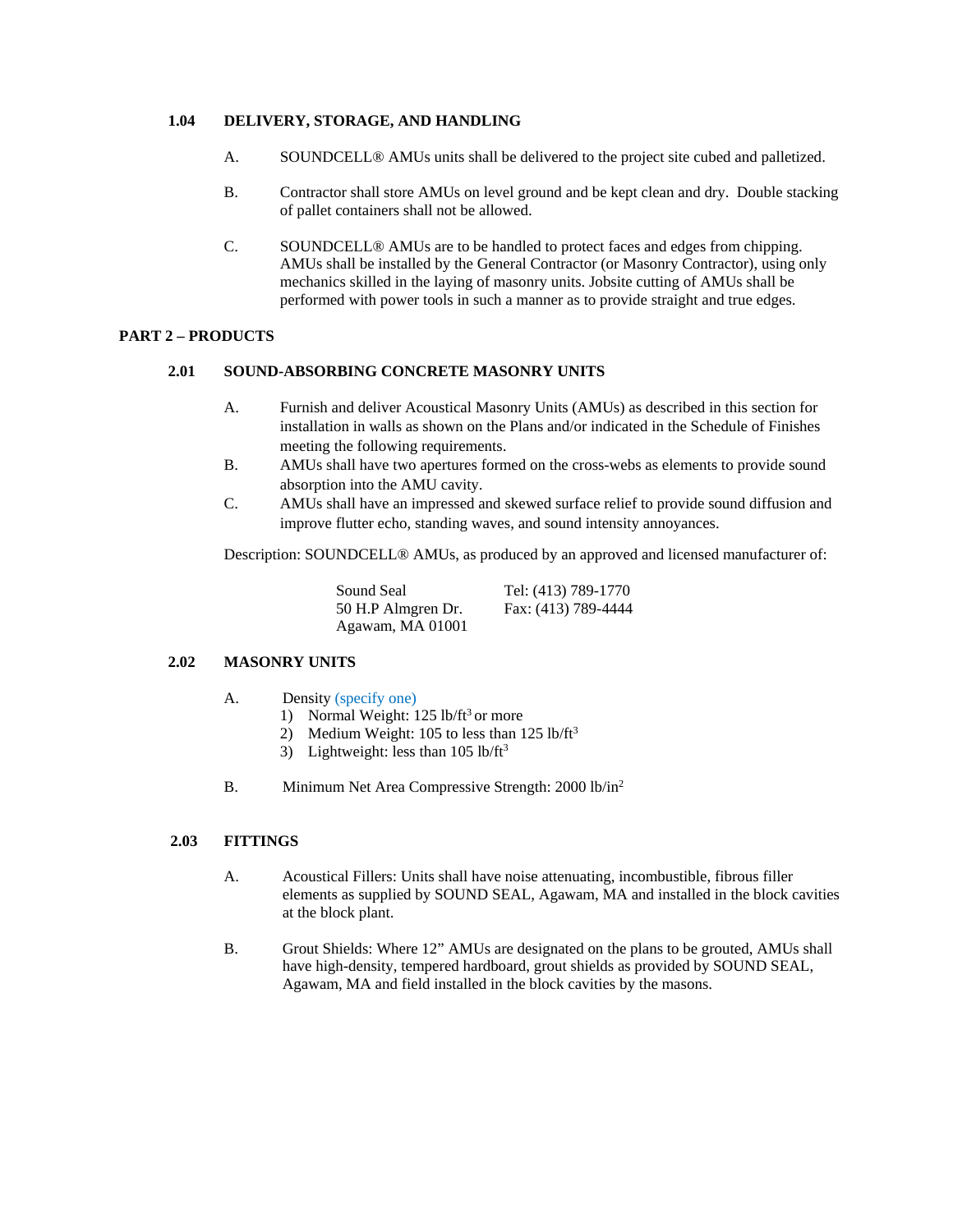### 1.04 DELIVERY, STORAGE, AND HANDLING

A. SOUNDCELL® AMUs units shall be delivered to the project site cubed and palletized.

B. Contractor shall store AMUs on level ground and be kept clean and dry. Double stacking of pallet containers shall not be allowed.

C. SOUNDCELL® AMUs are to be handled to protect faces and edges from chipping. AMUs shall be installed by the General Contractor (or Masonry Contractor), using only mechanics skilled in the laying of masonry units. Jobsite cutting of AMUs shall be performed with power tools in such a manner as to provide straight and true edges.

## PART 2 – PRODUCTS

### 2.01 SOUND-ABSORBING CONCRETE MASONRY UNITS

A. Furnish and deliver Acoustical Masonry Units (AMUs) as described in this section for installation in walls as shown on the Plans and/or indicated in the Schedule of Finishes meeting the following requirements.

B. AMUs shall have two apertures formed on the cross-webs as elements to provide sound absorption into the AMU cavity.

C. AMUs shall have an impressed and skewed surface relief to provide sound diffusion and improve flutter echo, standing waves, and sound intensity annoyances.

Description: SOUNDCELL® AMUs, as produced by an approved and licensed manufacturer of:

Sound Seal
50 H.P Almgren Dr.
Agawam, MA 01001

Tel: (413) 789-1770
Fax: (413) 789-4444

### 2.02 MASONRY UNITS

A. Density (specify one)
   1) Normal Weight: 125 lb/ft$^3$ or more
   2) Medium Weight: 105 to less than 125 lb/ft$^3$
   3) Lightweight: less than 105 lb/ft$^3$

B. Minimum Net Area Compressive Strength: 2000 lb/in$^2$

### 2.03 FITTINGS

A. Acoustical Fillers: Units shall have noise attenuating, incombustible, fibrous filler elements as supplied by SOUND SEAL, Agawam, MA and installed in the block cavities at the block plant.

B. Grout Shields: Where 12” AMUs are designated on the plans to be grouted, AMUs shall have high-density, tempered hardboard, grout shields as provided by SOUND SEAL, Agawam, MA and field installed in the block cavities by the masons.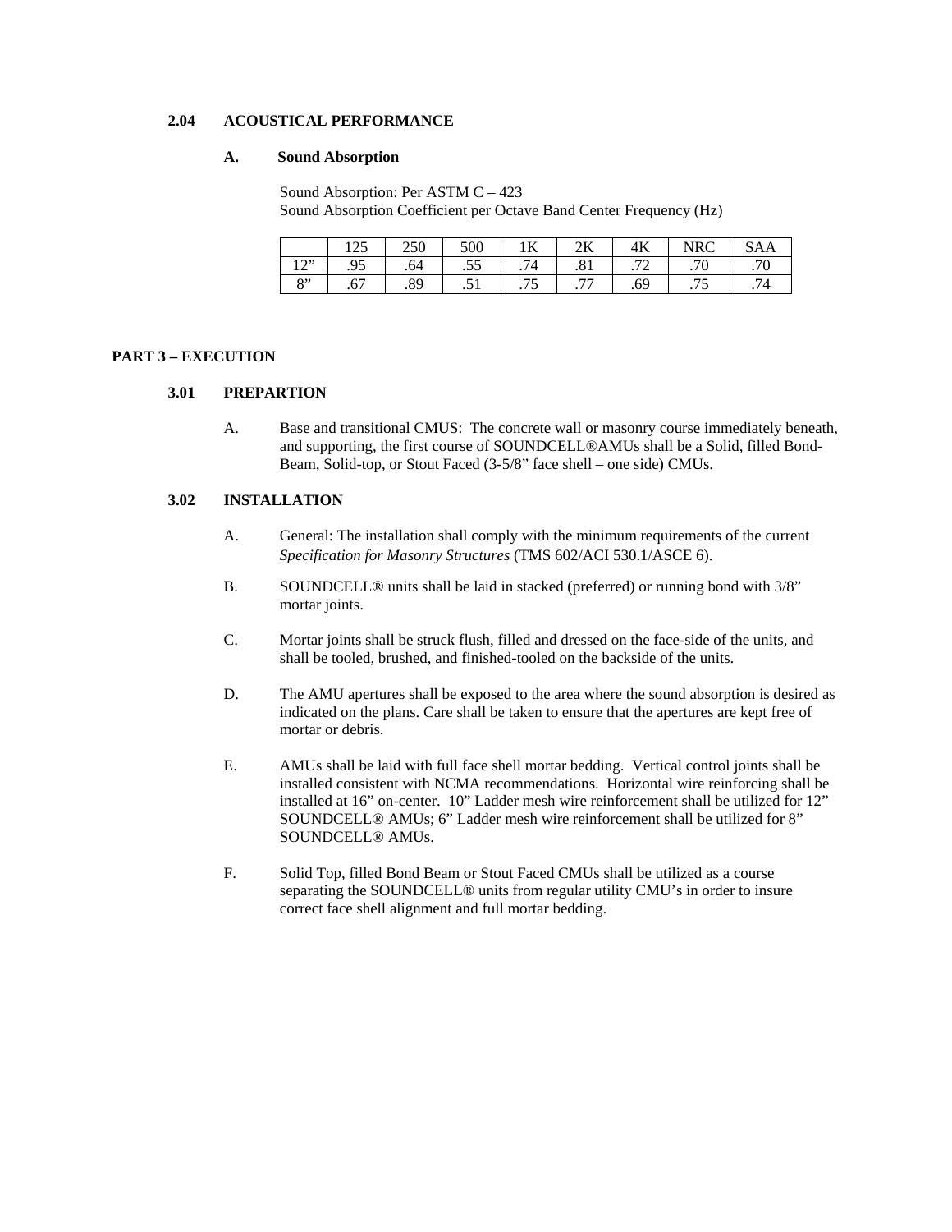### 2.04 ACOUSTICAL PERFORMANCE

#### A. Sound Absorption

Sound Absorption: Per ASTM C – 423
Sound Absorption Coefficient per Octave Band Center Frequency (Hz)

| | 125 | 250 | 500 | 1K | 2K | 4K | NRC | SAA |
|---|---|---|---|---|---|---|---|---|
| 12” | .95 | .64 | .55 | .74 | .81 | .72 | .70 | .70 |
| 8” | .67 | .89 | .51 | .75 | .77 | .69 | .75 | .74 |

## PART 3 – EXECUTION

### 3.01 PREPARTION

A. Base and transitional CMUS: The concrete wall or masonry course immediately beneath, and supporting, the first course of SOUNDCELL®AMUs shall be a Solid, filled Bond-Beam, Solid-top, or Stout Faced (3-5/8” face shell – one side) CMUs.

### 3.02 INSTALLATION

A. General: The installation shall comply with the minimum requirements of the current *Specification for Masonry Structures* (TMS 602/ACI 530.1/ASCE 6).

B. SOUNDCELL® units shall be laid in stacked (preferred) or running bond with 3/8” mortar joints.

C. Mortar joints shall be struck flush, filled and dressed on the face-side of the units, and shall be tooled, brushed, and finished-tooled on the backside of the units.

D. The AMU apertures shall be exposed to the area where the sound absorption is desired as indicated on the plans. Care shall be taken to ensure that the apertures are kept free of mortar or debris.

E. AMUs shall be laid with full face shell mortar bedding. Vertical control joints shall be installed consistent with NCMA recommendations. Horizontal wire reinforcing shall be installed at 16” on-center. 10” Ladder mesh wire reinforcement shall be utilized for 12” SOUNDCELL® AMUs; 6” Ladder mesh wire reinforcement shall be utilized for 8” SOUNDCELL® AMUs.

F. Solid Top, filled Bond Beam or Stout Faced CMUs shall be utilized as a course separating the SOUNDCELL® units from regular utility CMU’s in order to insure correct face shell alignment and full mortar bedding.